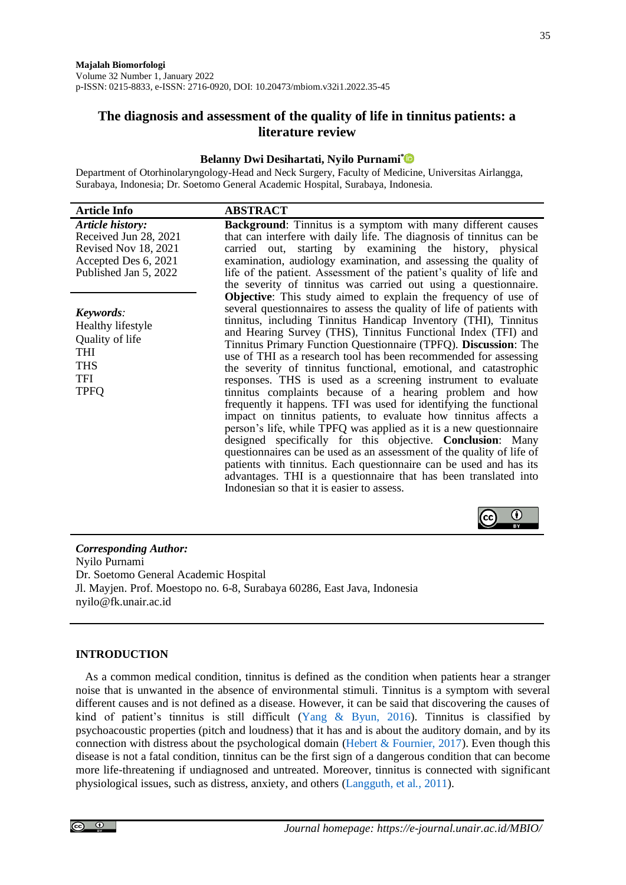Majalah Biomorfologi
Volume 32 Number 1, January 2022
p-ISSN: 0215-8833, e-ISSN: 2716-0920, DOI: 10.20473/mbiom.v32i1.2022.35-45

# The diagnosis and assessment of the quality of life in tinnitus patients: a literature review

**Belanny Dwi Desihartati, Nyilo Purnami***

Department of Otorhinolaryngology-Head and Neck Surgery, Faculty of Medicine, Universitas Airlangga, Surabaya, Indonesia; Dr. Soetomo General Academic Hospital, Surabaya, Indonesia.

## Article Info

***Article history:***
Received Jun 28, 2021
Revised Nov 18, 2021
Accepted Des 6, 2021
Published Jan 5, 2022

***Keywords:***
Healthy lifestyle
Quality of life
THI
THS
TFI
TPFQ

## ABSTRACT

**Background**: Tinnitus is a symptom with many different causes that can interfere with daily life. The diagnosis of tinnitus can be carried out, starting by examining the history, physical examination, audiology examination, and assessing the quality of life of the patient. Assessment of the patient's quality of life and the severity of tinnitus was carried out using a questionnaire. **Objective**: This study aimed to explain the frequency of use of several questionnaires to assess the quality of life of patients with tinnitus, including Tinnitus Handicap Inventory (THI), Tinnitus and Hearing Survey (THS), Tinnitus Functional Index (TFI) and Tinnitus Primary Function Questionnaire (TPFQ). **Discussion**: The use of THI as a research tool has been recommended for assessing the severity of tinnitus functional, emotional, and catastrophic responses. THS is used as a screening instrument to evaluate tinnitus complaints because of a hearing problem and how frequently it happens. TFI was used for identifying the functional impact on tinnitus patients, to evaluate how tinnitus affects a person's life, while TPFQ was applied as it is a new questionnaire designed specifically for this objective. **Conclusion**: Many questionnaires can be used as an assessment of the quality of life of patients with tinnitus. Each questionnaire can be used and has its advantages. THI is a questionnaire that has been translated into Indonesian so that it is easier to assess.

***Corresponding Author:***
Nyilo Purnami
Dr. Soetomo General Academic Hospital
Jl. Mayjen. Prof. Moestopo no. 6-8, Surabaya 60286, East Java, Indonesia
nyilo@fk.unair.ac.id

## INTRODUCTION

As a common medical condition, tinnitus is defined as the condition when patients hear a stranger noise that is unwanted in the absence of environmental stimuli. Tinnitus is a symptom with several different causes and is not defined as a disease. However, it can be said that discovering the causes of kind of patient's tinnitus is still difficult (Yang & Byun, 2016). Tinnitus is classified by psychoacoustic properties (pitch and loudness) that it has and is about the auditory domain, and by its connection with distress about the psychological domain (Hebert & Fournier, 2017). Even though this disease is not a fatal condition, tinnitus can be the first sign of a dangerous condition that can become more life-threatening if undiagnosed and untreated. Moreover, tinnitus is connected with significant physiological issues, such as distress, anxiety, and others (Langguth, et al., 2011).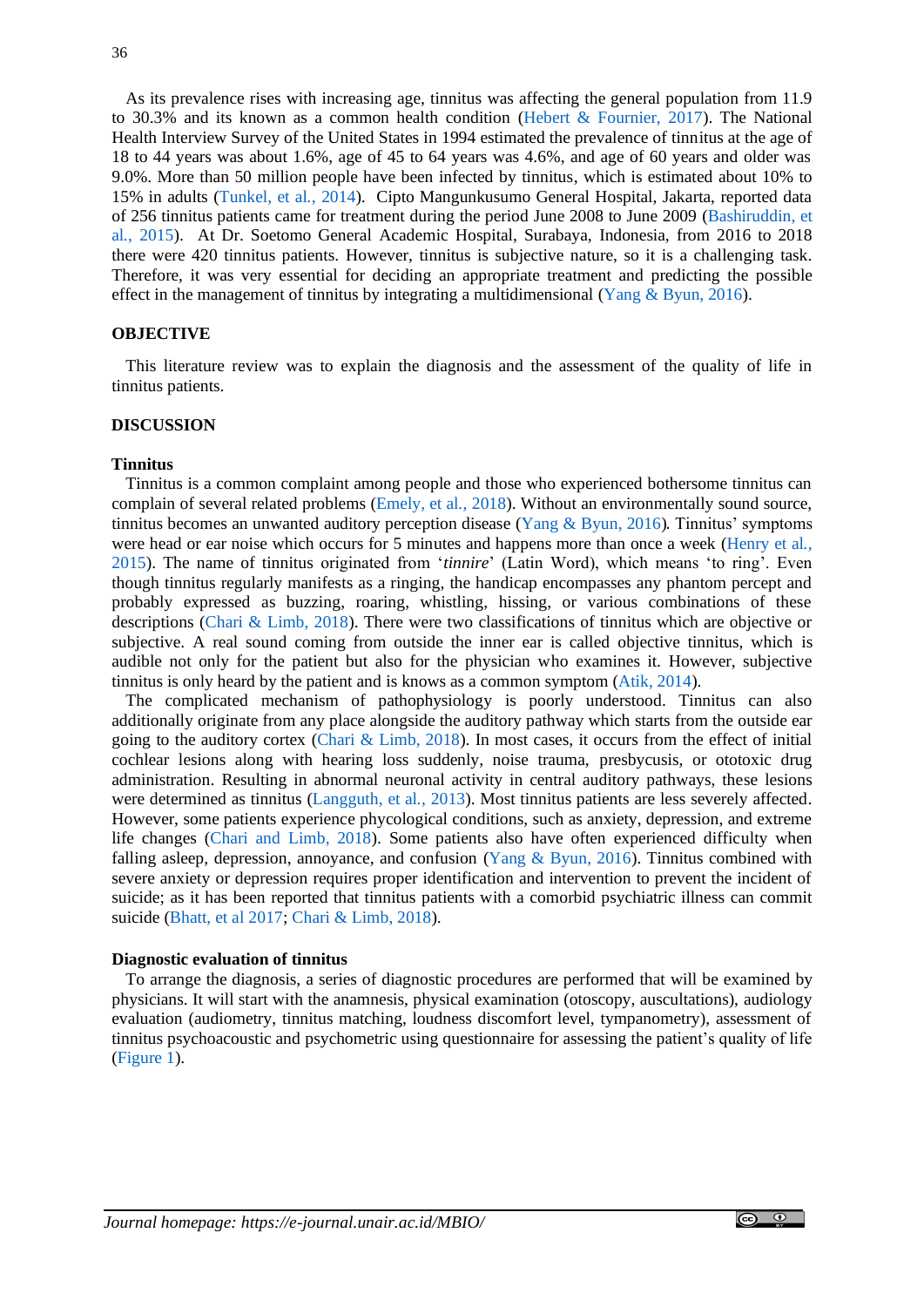As its prevalence rises with increasing age, tinnitus was affecting the general population from 11.9 to 30.3% and its known as a common health condition (Hebert & Fournier, 2017). The National Health Interview Survey of the United States in 1994 estimated the prevalence of tinnitus at the age of 18 to 44 years was about 1.6%, age of 45 to 64 years was 4.6%, and age of 60 years and older was 9.0%. More than 50 million people have been infected by tinnitus, which is estimated about 10% to 15% in adults (Tunkel, et al., 2014). Cipto Mangunkusumo General Hospital, Jakarta, reported data of 256 tinnitus patients came for treatment during the period June 2008 to June 2009 (Bashiruddin, et al., 2015). At Dr. Soetomo General Academic Hospital, Surabaya, Indonesia, from 2016 to 2018 there were 420 tinnitus patients. However, tinnitus is subjective nature, so it is a challenging task. Therefore, it was very essential for deciding an appropriate treatment and predicting the possible effect in the management of tinnitus by integrating a multidimensional (Yang & Byun, 2016).

## OBJECTIVE

This literature review was to explain the diagnosis and the assessment of the quality of life in tinnitus patients.

## DISCUSSION

### Tinnitus

Tinnitus is a common complaint among people and those who experienced bothersome tinnitus can complain of several related problems (Emely, et al., 2018). Without an environmentally sound source, tinnitus becomes an unwanted auditory perception disease (Yang & Byun, 2016). Tinnitus' symptoms were head or ear noise which occurs for 5 minutes and happens more than once a week (Henry et al., 2015). The name of tinnitus originated from '*tinnire*' (Latin Word), which means 'to ring'. Even though tinnitus regularly manifests as a ringing, the handicap encompasses any phantom percept and probably expressed as buzzing, roaring, whistling, hissing, or various combinations of these descriptions (Chari & Limb, 2018). There were two classifications of tinnitus which are objective or subjective. A real sound coming from outside the inner ear is called objective tinnitus, which is audible not only for the patient but also for the physician who examines it. However, subjective tinnitus is only heard by the patient and is knows as a common symptom (Atik, 2014).

The complicated mechanism of pathophysiology is poorly understood. Tinnitus can also additionally originate from any place alongside the auditory pathway which starts from the outside ear going to the auditory cortex (Chari & Limb, 2018). In most cases, it occurs from the effect of initial cochlear lesions along with hearing loss suddenly, noise trauma, presbycusis, or ototoxic drug administration. Resulting in abnormal neuronal activity in central auditory pathways, these lesions were determined as tinnitus (Langguth, et al., 2013). Most tinnitus patients are less severely affected. However, some patients experience phycological conditions, such as anxiety, depression, and extreme life changes (Chari and Limb, 2018). Some patients also have often experienced difficulty when falling asleep, depression, annoyance, and confusion (Yang & Byun, 2016). Tinnitus combined with severe anxiety or depression requires proper identification and intervention to prevent the incident of suicide; as it has been reported that tinnitus patients with a comorbid psychiatric illness can commit suicide (Bhatt, et al 2017; Chari & Limb, 2018).

### Diagnostic evaluation of tinnitus

To arrange the diagnosis, a series of diagnostic procedures are performed that will be examined by physicians. It will start with the anamnesis, physical examination (otoscopy, auscultations), audiology evaluation (audiometry, tinnitus matching, loudness discomfort level, tympanometry), assessment of tinnitus psychoacoustic and psychometric using questionnaire for assessing the patient's quality of life (Figure 1).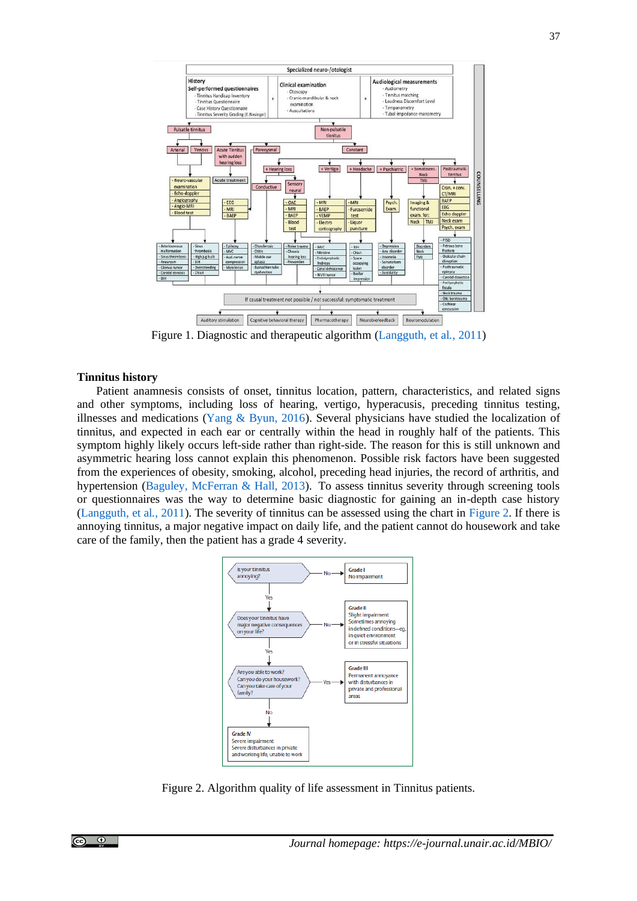Figure 1. Diagnostic and therapeutic algorithm (Langguth, et al., 2011)

## Tinnitus history

Patient anamnesis consists of onset, tinnitus location, pattern, characteristics, and related signs and other symptoms, including loss of hearing, vertigo, hyperacusis, preceding tinnitus testing, illnesses and medications (Yang & Byun, 2016). Several physicians have studied the localization of tinnitus, and expected in each ear or centrally within the head in roughly half of the patients. This symptom highly likely occurs left-side rather than right-side. The reason for this is still unknown and asymmetric hearing loss cannot explain this phenomenon. Possible risk factors have been suggested from the experiences of obesity, smoking, alcohol, preceding head injuries, the record of arthritis, and hypertension (Baguley, McFerran & Hall, 2013). To assess tinnitus severity through screening tools or questionnaires was the way to determine basic diagnostic for gaining an in-depth case history (Langguth, et al., 2011). The severity of tinnitus can be assessed using the chart in Figure 2. If there is annoying tinnitus, a major negative impact on daily life, and the patient cannot do housework and take care of the family, then the patient has a grade 4 severity.

Figure 2. Algorithm quality of life assessment in Tinnitus patients.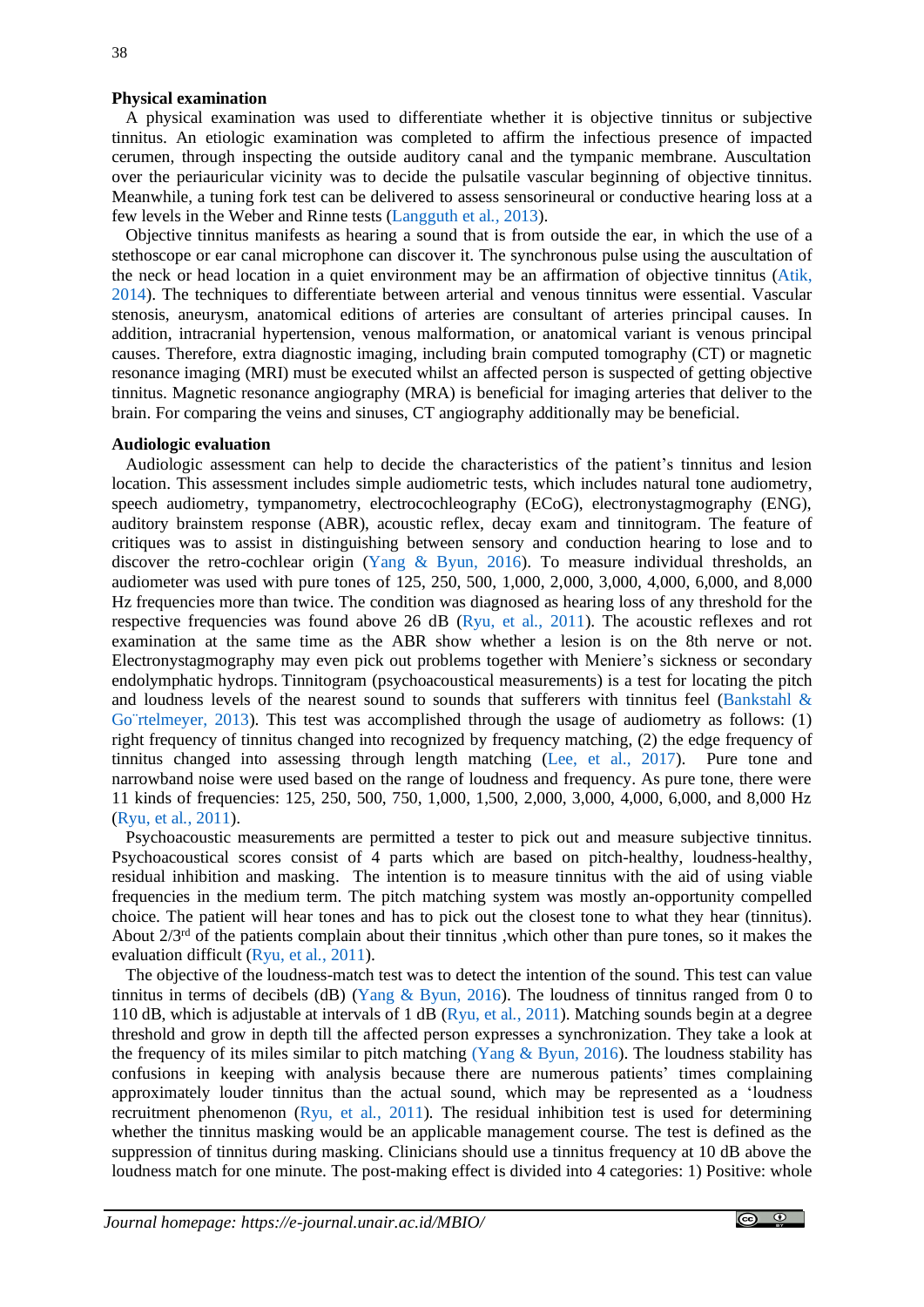**Physical examination**

A physical examination was used to differentiate whether it is objective tinnitus or subjective tinnitus. An etiologic examination was completed to affirm the infectious presence of impacted cerumen, through inspecting the outside auditory canal and the tympanic membrane. Auscultation over the periauricular vicinity was to decide the pulsatile vascular beginning of objective tinnitus. Meanwhile, a tuning fork test can be delivered to assess sensorineural or conductive hearing loss at a few levels in the Weber and Rinne tests (Langguth et al., 2013).

Objective tinnitus manifests as hearing a sound that is from outside the ear, in which the use of a stethoscope or ear canal microphone can discover it. The synchronous pulse using the auscultation of the neck or head location in a quiet environment may be an affirmation of objective tinnitus (Atik, 2014). The techniques to differentiate between arterial and venous tinnitus were essential. Vascular stenosis, aneurysm, anatomical editions of arteries are consultant of arteries principal causes. In addition, intracranial hypertension, venous malformation, or anatomical variant is venous principal causes. Therefore, extra diagnostic imaging, including brain computed tomography (CT) or magnetic resonance imaging (MRI) must be executed whilst an affected person is suspected of getting objective tinnitus. Magnetic resonance angiography (MRA) is beneficial for imaging arteries that deliver to the brain. For comparing the veins and sinuses, CT angiography additionally may be beneficial.

**Audiologic evaluation**

Audiologic assessment can help to decide the characteristics of the patient's tinnitus and lesion location. This assessment includes simple audiometric tests, which includes natural tone audiometry, speech audiometry, tympanometry, electrocochleography (ECoG), electronystagmography (ENG), auditory brainstem response (ABR), acoustic reflex, decay exam and tinnitogram. The feature of critiques was to assist in distinguishing between sensory and conduction hearing to lose and to discover the retro-cochlear origin (Yang & Byun, 2016). To measure individual thresholds, an audiometer was used with pure tones of 125, 250, 500, 1,000, 2,000, 3,000, 4,000, 6,000, and 8,000 Hz frequencies more than twice. The condition was diagnosed as hearing loss of any threshold for the respective frequencies was found above 26 dB (Ryu, et al., 2011). The acoustic reflexes and rot examination at the same time as the ABR show whether a lesion is on the 8th nerve or not. Electronystagmography may even pick out problems together with Meniere's sickness or secondary endolymphatic hydrops. Tinnitogram (psychoacoustical measurements) is a test for locating the pitch and loudness levels of the nearest sound to sounds that sufferers with tinnitus feel (Bankstahl & Go¨rtelmeyer, 2013). This test was accomplished through the usage of audiometry as follows: (1) right frequency of tinnitus changed into recognized by frequency matching, (2) the edge frequency of tinnitus changed into assessing through length matching (Lee, et al., 2017). Pure tone and narrowband noise were used based on the range of loudness and frequency. As pure tone, there were 11 kinds of frequencies: 125, 250, 500, 750, 1,000, 1,500, 2,000, 3,000, 4,000, 6,000, and 8,000 Hz (Ryu, et al., 2011).

Psychoacoustic measurements are permitted a tester to pick out and measure subjective tinnitus. Psychoacoustical scores consist of 4 parts which are based on pitch-healthy, loudness-healthy, residual inhibition and masking. The intention is to measure tinnitus with the aid of using viable frequencies in the medium term. The pitch matching system was mostly an-opportunity compelled choice. The patient will hear tones and has to pick out the closest tone to what they hear (tinnitus). About 2/3rd of the patients complain about their tinnitus ,which other than pure tones, so it makes the evaluation difficult (Ryu, et al., 2011).

The objective of the loudness-match test was to detect the intention of the sound. This test can value tinnitus in terms of decibels (dB) (Yang & Byun, 2016). The loudness of tinnitus ranged from 0 to 110 dB, which is adjustable at intervals of 1 dB (Ryu, et al., 2011). Matching sounds begin at a degree threshold and grow in depth till the affected person expresses a synchronization. They take a look at the frequency of its miles similar to pitch matching (Yang & Byun, 2016). The loudness stability has confusions in keeping with analysis because there are numerous patients' times complaining approximately louder tinnitus than the actual sound, which may be represented as a 'loudness recruitment phenomenon (Ryu, et al., 2011). The residual inhibition test is used for determining whether the tinnitus masking would be an applicable management course. The test is defined as the suppression of tinnitus during masking. Clinicians should use a tinnitus frequency at 10 dB above the loudness match for one minute. The post-making effect is divided into 4 categories: 1) Positive: whole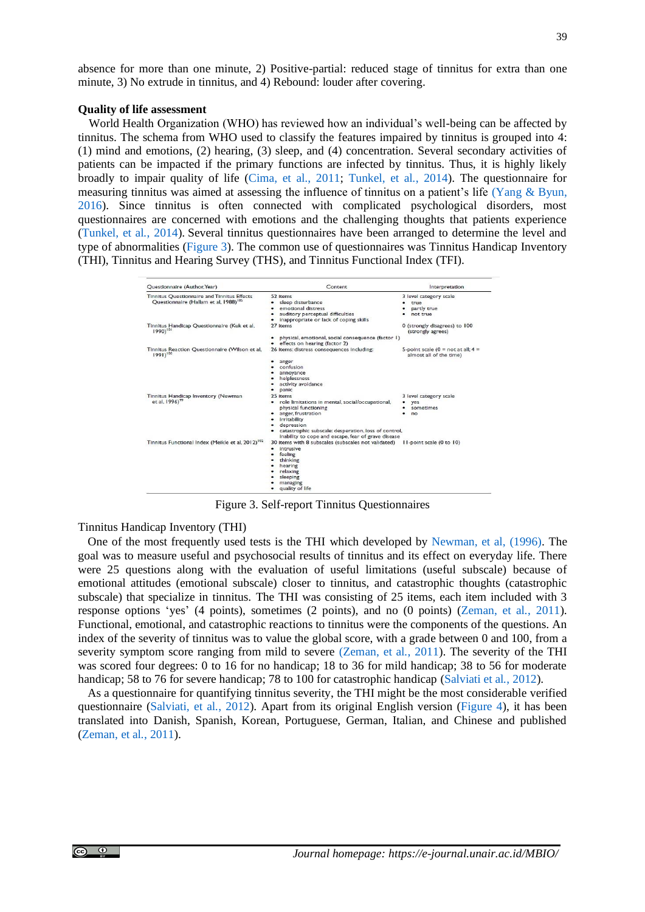absence for more than one minute, 2) Positive-partial: reduced stage of tinnitus for extra than one minute, 3) No extrude in tinnitus, and 4) Rebound: louder after covering.

**Quality of life assessment**

World Health Organization (WHO) has reviewed how an individual's well-being can be affected by tinnitus. The schema from WHO used to classify the features impaired by tinnitus is grouped into 4: (1) mind and emotions, (2) hearing, (3) sleep, and (4) concentration. Several secondary activities of patients can be impacted if the primary functions are infected by tinnitus. Thus, it is highly likely broadly to impair quality of life (Cima, et al., 2011; Tunkel, et al., 2014). The questionnaire for measuring tinnitus was aimed at assessing the influence of tinnitus on a patient's life (Yang & Byun, 2016). Since tinnitus is often connected with complicated psychological disorders, most questionnaires are concerned with emotions and the challenging thoughts that patients experience (Tunkel, et al., 2014). Several tinnitus questionnaires have been arranged to determine the level and type of abnormalities (Figure 3). The common use of questionnaires was Tinnitus Handicap Inventory (THI), Tinnitus and Hearing Survey (THS), and Tinnitus Functional Index (TFI).

| Questionnaire (Author, Year) | Content | Interpretation |
|---|---|---|
| Tinnitus Questionnaire and Tinnitus Effects Questionnaire (Hallam et al, 1988)[105] | 52 items<br>• sleep disturbance<br>• emotional distress<br>• auditory perceptual difficulties<br>• inappropriate or lack of coping skills | 3 level category scale<br>• true<br>• partly true<br>• not true |
| Tinnitus Handicap Questionnaire (Kuk et al, 1990)[101] | 27 items<br>• physical, emotional, social consequence (factor 1)<br>• effects on hearing (factor 2) | 0 (strongly disagrees) to 100 (strongly agrees) |
| Tinnitus Reaction Questionnaire (Wilson et al, 1991)[100] | 26 items; distress consequences including:<br>• anger<br>• confusion<br>• annoyance<br>• helplessness<br>• activity avoidance<br>• panic | 5-point scale (0 = not at all; 4 = almost all of the time) |
| Tinnitus Handicap Inventory (Newman et al, 1996)[99] | 25 items<br>• role limitations in mental, social/occupational, physical functioning<br>• anger, frustration<br>• irritability<br>• depression<br>• catastrophic subscale: desperation, loss of control, inability to cope and escape, fear of grave disease | 3 level category scale<br>• yes<br>• sometimes<br>• no |
| Tinnitus Functional Index (Meikle et al, 2012)[102] | 30 items with 8 subscales (subscales not validated)<br>• intrusive<br>• feeling<br>• thinking<br>• hearing<br>• relaxing<br>• sleeping<br>• managing<br>• quality of life | 11-point scale (0 to 10) |

Figure 3. Self-report Tinnitus Questionnaires

Tinnitus Handicap Inventory (THI)

One of the most frequently used tests is the THI which developed by Newman, et al, (1996). The goal was to measure useful and psychosocial results of tinnitus and its effect on everyday life. There were 25 questions along with the evaluation of useful limitations (useful subscale) because of emotional attitudes (emotional subscale) closer to tinnitus, and catastrophic thoughts (catastrophic subscale) that specialize in tinnitus. The THI was consisting of 25 items, each item included with 3 response options 'yes' (4 points), sometimes (2 points), and no (0 points) (Zeman, et al., 2011). Functional, emotional, and catastrophic reactions to tinnitus were the components of the questions. An index of the severity of tinnitus was to value the global score, with a grade between 0 and 100, from a severity symptom score ranging from mild to severe (Zeman, et al., 2011). The severity of the THI was scored four degrees: 0 to 16 for no handicap; 18 to 36 for mild handicap; 38 to 56 for moderate handicap; 58 to 76 for severe handicap; 78 to 100 for catastrophic handicap (Salviati et al., 2012).

As a questionnaire for quantifying tinnitus severity, the THI might be the most considerable verified questionnaire (Salviati, et al., 2012). Apart from its original English version (Figure 4), it has been translated into Danish, Spanish, Korean, Portuguese, German, Italian, and Chinese and published (Zeman, et al., 2011).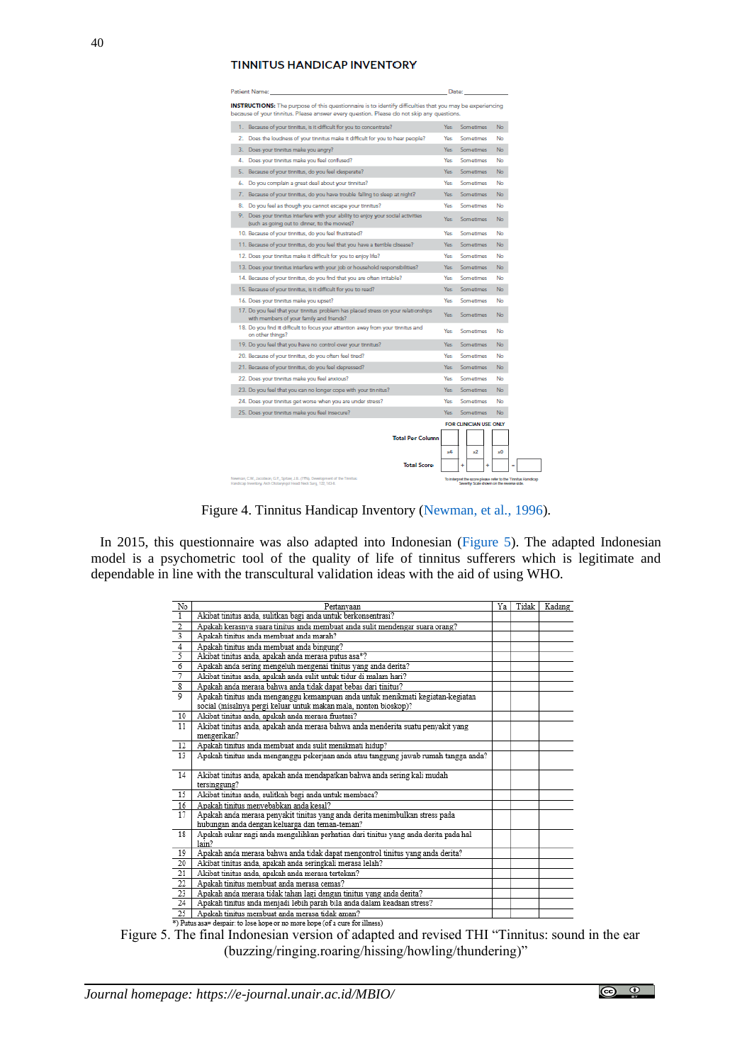## TINNITUS HANDICAP INVENTORY

Patient Name: _______________________________________ Date: ____________

**INSTRUCTIONS:** The purpose of this questionnaire is to identify difficulties that you may be experiencing because of your tinnitus. Please answer every question. Please do not skip any questions.

| | | | | |
|---|---|---|---|---|
| 1. | Because of your tinnitus, is it difficult for you to concentrate? | Yes | Sometimes | No |
| 2. | Does the loudness of your tinnitus make it difficult for you to hear people? | Yes | Sometimes | No |
| 3. | Does your tinnitus make you angry? | Yes | Sometimes | No |
| 4. | Does your tinnitus make you feel confused? | Yes | Sometimes | No |
| 5. | Because of your tinnitus, do you feel desperate? | Yes | Sometimes | No |
| 6. | Do you complain a great deal about your tinnitus? | Yes | Sometimes | No |
| 7. | Because of your tinnitus, do you have trouble falling to sleep at night? | Yes | Sometimes | No |
| 8. | Do you feel as though you cannot escape your tinnitus? | Yes | Sometimes | No |
| 9. | Does your tinnitus interfere with your ability to enjoy your social activities (such as going out to dinner, to the movies)? | Yes | Sometimes | No |
| 10. | Because of your tinnitus, do you feel frustrated? | Yes | Sometimes | No |
| 11. | Because of your tinnitus, do you feel that you have a terrible disease? | Yes | Sometimes | No |
| 12. | Does your tinnitus make it difficult for you to enjoy life? | Yes | Sometimes | No |
| 13. | Does your tinnitus interfere with your job or household responsibilities? | Yes | Sometimes | No |
| 14. | Because of your tinnitus, do you find that you are often irritable? | Yes | Sometimes | No |
| 15. | Because of your tinnitus, is it difficult for you to read? | Yes | Sometimes | No |
| 16. | Does your tinnitus make you upset? | Yes | Sometimes | No |
| 17. | Do you feel that your tinnitus problem has placed stress on your relationships with members of your family and friends? | Yes | Sometimes | No |
| 18. | Do you find it difficult to focus your attention away from your tinnitus and on other things? | Yes | Sometimes | No |
| 19. | Do you feel that you have no control over your tinnitus? | Yes | Sometimes | No |
| 20. | Because of your tinnitus, do you often feel tired? | Yes | Sometimes | No |
| 21. | Because of your tinnitus, do you feel depressed? | Yes | Sometimes | No |
| 22. | Does your tinnitus make you feel anxious? | Yes | Sometimes | No |
| 23. | Do you feel that you can no longer cope with your tinnitus? | Yes | Sometimes | No |
| 24. | Does your tinnitus get worse when you are under stress? | Yes | Sometimes | No |
| 25. | Does your tinnitus make you feel insecure? | Yes | Sometimes | No |

FOR CLINICIAN USE ONLY

Total Per Column: ___ x4 ___ x2 ___ x0

Total Score: ___ + ___ + ___ = ___

Newman, C.W., Jacobson, G.P., Spitzer, J.B. (1996). Development of the Tinnitus Handicap Inventory. Arch Otolaryngol Head Neck Surg, 122, 143-8.

To interpret the score please refer to the Tinnitus Handicap Severity Scale shown on the reverse side.

Figure 4. Tinnitus Handicap Inventory (Newman, et al., 1996).

In 2015, this questionnaire was also adapted into Indonesian (Figure 5). The adapted Indonesian model is a psychometric tool of the quality of life of tinnitus sufferers which is legitimate and dependable in line with the transcultural validation ideas with the aid of using WHO.

| No | Pertanyaan | Ya | Tidak | Kadang |
|---|---|---|---|---|
| 1 | Akibat tinitus anda, sulitkan bagi anda untuk berkonsentrasi? | | | |
| 2 | Apakah kerasnya suara tinitus anda membuat anda sulit mendengar suara orang? | | | |
| 3 | Apakah tinitus anda membuat anda marah? | | | |
| 4 | Apakah tinitus anda membuat anda bingung? | | | |
| 5 | Akibat tinitus anda, apakah anda merasa putus asa*? | | | |
| 6 | Apakah anda sering mengeluh mengenai tinitus yang anda derita? | | | |
| 7 | Akibat tinitus anda, apakah anda sulit untuk tidur di malam hari? | | | |
| 8 | Apakah anda merasa bahwa anda tidak dapat bebas dari tinitus? | | | |
| 9 | Apakah tinitus anda mengganggu kemampuan anda untuk menikmati kegiatan-kegiatan social (misalnya pergi keluar untuk makan maia, nonton bioskop)? | | | |
| 10 | Akibat tinitus anda, apakah anda merasa frustasi? | | | |
| 11 | Akibat tinitus anda, apakah anda merasa bahwa anda menderita suatu penyakit yang mengerikan? | | | |
| 12 | Apakah tinitus anda membuat anda sulit menikmati hidup? | | | |
| 13 | Apakah tinitus anda mengganggu pekerjaan anda atau tanggung jawab rumah tangga anda? | | | |
| 14 | Akibat tinitus anda, apakah anda mendapatkan bahwa anda sering kali mudah tersinggung? | | | |
| 15 | Akibat tinitus anda, sulitkah bagi anda untuk membaca? | | | |
| 16 | Apakah tinitus menyebabkan anda kesal? | | | |
| 17 | Apakah anda merasa penyakit tinitus yang anda derita menimbulkan stress pada hubungan anda dengan keluarga dan teman-teman? | | | |
| 18 | Apakah sukar bagi anda mengalihkan perhatian dari tinitus yang anda derita pada hal lain? | | | |
| 19 | Apakah anda merasa bahwa anda tidak dapat mengontrol tinitus yang anda derita? | | | |
| 20 | Akibat tinitus anda, apakah anda seringkali merasa lelah? | | | |
| 21 | Akibat tinitus anda, apakah anda merasa tertekan? | | | |
| 22 | Apakah tinitus membuat anda merasa cemas? | | | |
| 23 | Apakah anda merasa tidak tahan lagi dengan tinitus yang anda derita? | | | |
| 24 | Apakah tinitus anda menjadi lebih parah bila anda dalam keadaan stress? | | | |
| 25 | Apakah tinitus membuat anda merasa tidak aman? | | | |

*) Putus asa= despair: to lose hope or no more hope (of a cure for illness)

Figure 5. The final Indonesian version of adapted and revised THI "Tinnitus: sound in the ear (buzzing/ringing.roaring/hissing/howling/thundering)"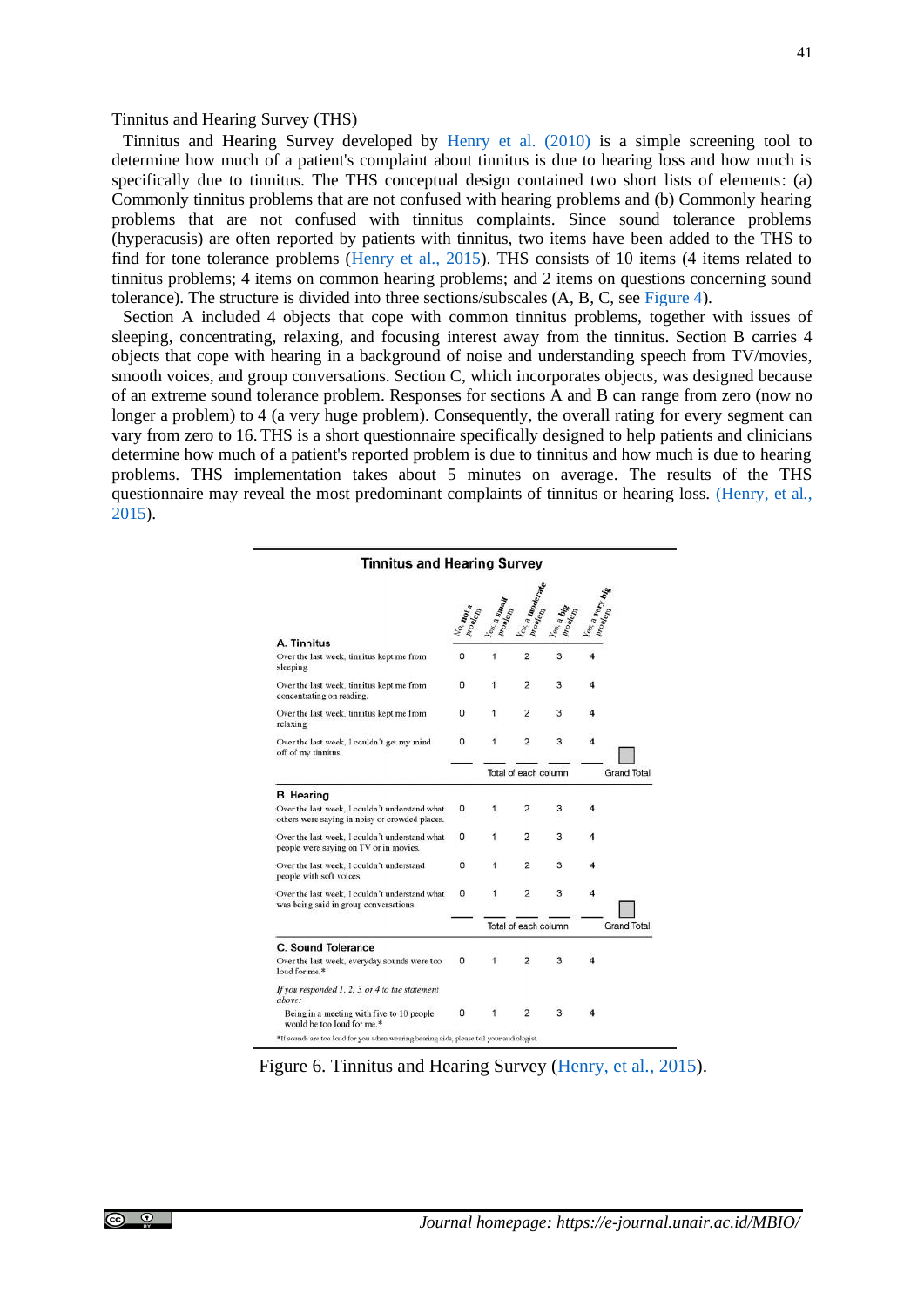Tinnitus and Hearing Survey (THS)

Tinnitus and Hearing Survey developed by Henry et al. (2010) is a simple screening tool to determine how much of a patient's complaint about tinnitus is due to hearing loss and how much is specifically due to tinnitus. The THS conceptual design contained two short lists of elements: (a) Commonly tinnitus problems that are not confused with hearing problems and (b) Commonly hearing problems that are not confused with tinnitus complaints. Since sound tolerance problems (hyperacusis) are often reported by patients with tinnitus, two items have been added to the THS to find for tone tolerance problems (Henry et al., 2015). THS consists of 10 items (4 items related to tinnitus problems; 4 items on common hearing problems; and 2 items on questions concerning sound tolerance). The structure is divided into three sections/subscales (A, B, C, see Figure 4).

Section A included 4 objects that cope with common tinnitus problems, together with issues of sleeping, concentrating, relaxing, and focusing interest away from the tinnitus. Section B carries 4 objects that cope with hearing in a background of noise and understanding speech from TV/movies, smooth voices, and group conversations. Section C, which incorporates objects, was designed because of an extreme sound tolerance problem. Responses for sections A and B can range from zero (now no longer a problem) to 4 (a very huge problem). Consequently, the overall rating for every segment can vary from zero to 16. THS is a short questionnaire specifically designed to help patients and clinicians determine how much of a patient's reported problem is due to tinnitus and how much is due to hearing problems. THS implementation takes about 5 minutes on average. The results of the THS questionnaire may reveal the most predominant complaints of tinnitus or hearing loss. (Henry, et al., 2015).

**Tinnitus and Hearing Survey**

| | No, not a problem | Yes, a small problem | Yes, a moderate problem | Yes, a big problem | Yes, a very big problem | |
|---|---|---|---|---|---|---|
| **A. Tinnitus** | | | | | | |
| Over the last week, tinnitus kept me from sleeping. | 0 | 1 | 2 | 3 | 4 | |
| Over the last week, tinnitus kept me from concentrating on reading. | 0 | 1 | 2 | 3 | 4 | |
| Over the last week, tinnitus kept me from relaxing. | 0 | 1 | 2 | 3 | 4 | |
| Over the last week, I couldn't get my mind off of my tinnitus. | 0 | 1 | 2 | 3 | 4 | |
| | ___ | ___ Total of each column | ___ | ___ | ___ | Grand Total |
| **B. Hearing** | | | | | | |
| Over the last week, I couldn't understand what others were saying in noisy or crowded places. | 0 | 1 | 2 | 3 | 4 | |
| Over the last week, I couldn't understand what people were saying on TV or in movies. | 0 | 1 | 2 | 3 | 4 | |
| Over the last week, I couldn't understand people with soft voices. | 0 | 1 | 2 | 3 | 4 | |
| Over the last week, I couldn't understand what was being said in group conversations. | 0 | 1 | 2 | 3 | 4 | |
| | ___ | ___ Total of each column | ___ | ___ | ___ | Grand Total |
| **C. Sound Tolerance** | | | | | | |
| Over the last week, everyday sounds were too loud for me.* | 0 | 1 | 2 | 3 | 4 | |
| *If you responded 1, 2, 3, or 4 to the statement above:* | | | | | | |
| Being in a meeting with five to 10 people would be too loud for me.* | 0 | 1 | 2 | 3 | 4 | |

*If sounds are too loud for you when wearing hearing aids, please tell your audiologist.

Figure 6. Tinnitus and Hearing Survey (Henry, et al., 2015).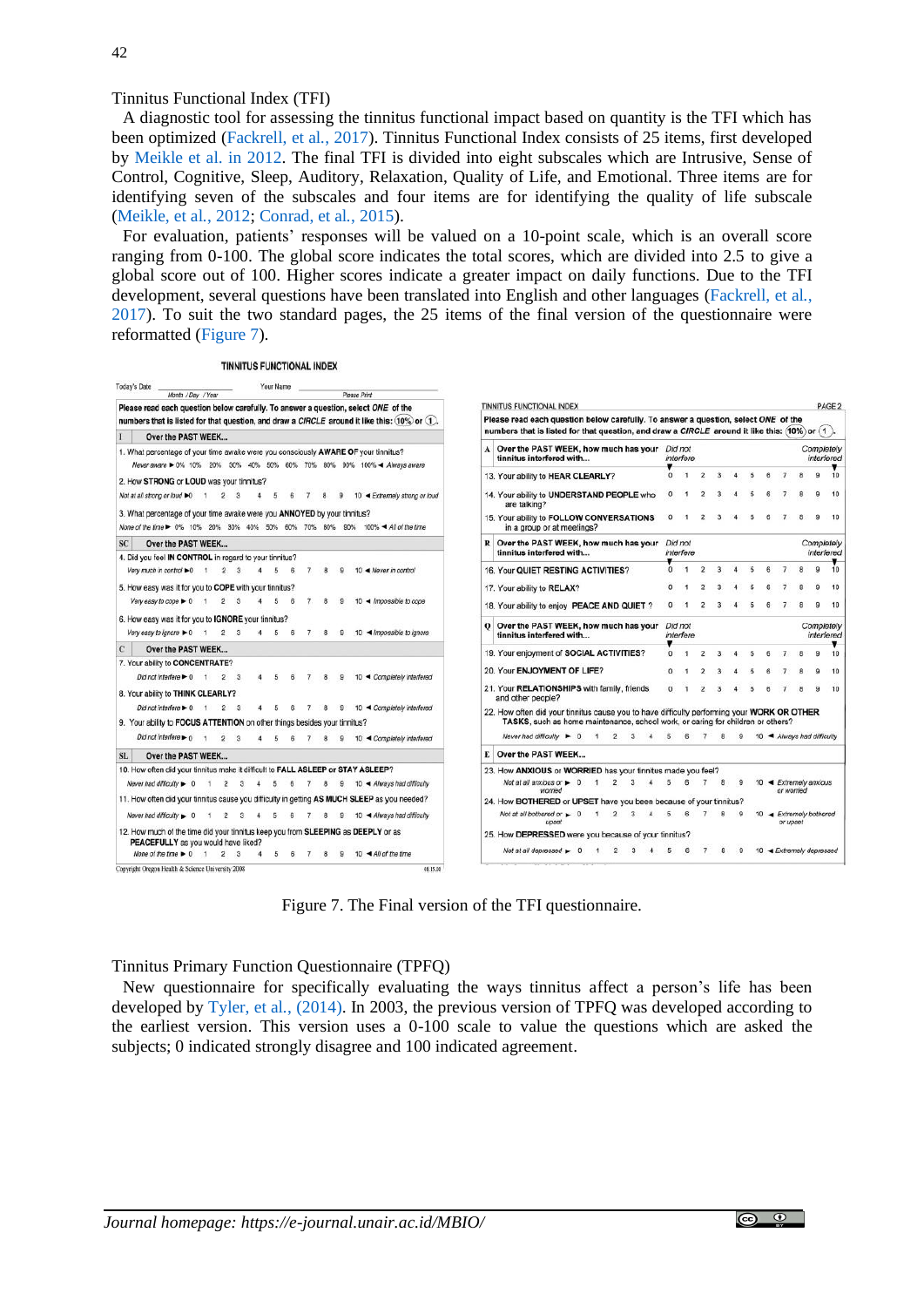## Tinnitus Functional Index (TFI)

A diagnostic tool for assessing the tinnitus functional impact based on quantity is the TFI which has been optimized (Fackrell, et al., 2017). Tinnitus Functional Index consists of 25 items, first developed by Meikle et al. in 2012. The final TFI is divided into eight subscales which are Intrusive, Sense of Control, Cognitive, Sleep, Auditory, Relaxation, Quality of Life, and Emotional. Three items are for identifying seven of the subscales and four items are for identifying the quality of life subscale (Meikle, et al., 2012; Conrad, et al., 2015).

For evaluation, patients' responses will be valued on a 10-point scale, which is an overall score ranging from 0-100. The global score indicates the total scores, which are divided into 2.5 to give a global score out of 100. Higher scores indicate a greater impact on daily functions. Due to the TFI development, several questions have been translated into English and other languages (Fackrell, et al., 2017). To suit the two standard pages, the 25 items of the final version of the questionnaire were reformatted (Figure 7).

Figure 7. The Final version of the TFI questionnaire.

## Tinnitus Primary Function Questionnaire (TPFQ)

New questionnaire for specifically evaluating the ways tinnitus affect a person's life has been developed by Tyler, et al., (2014). In 2003, the previous version of TPFQ was developed according to the earliest version. This version uses a 0-100 scale to value the questions which are asked the subjects; 0 indicated strongly disagree and 100 indicated agreement.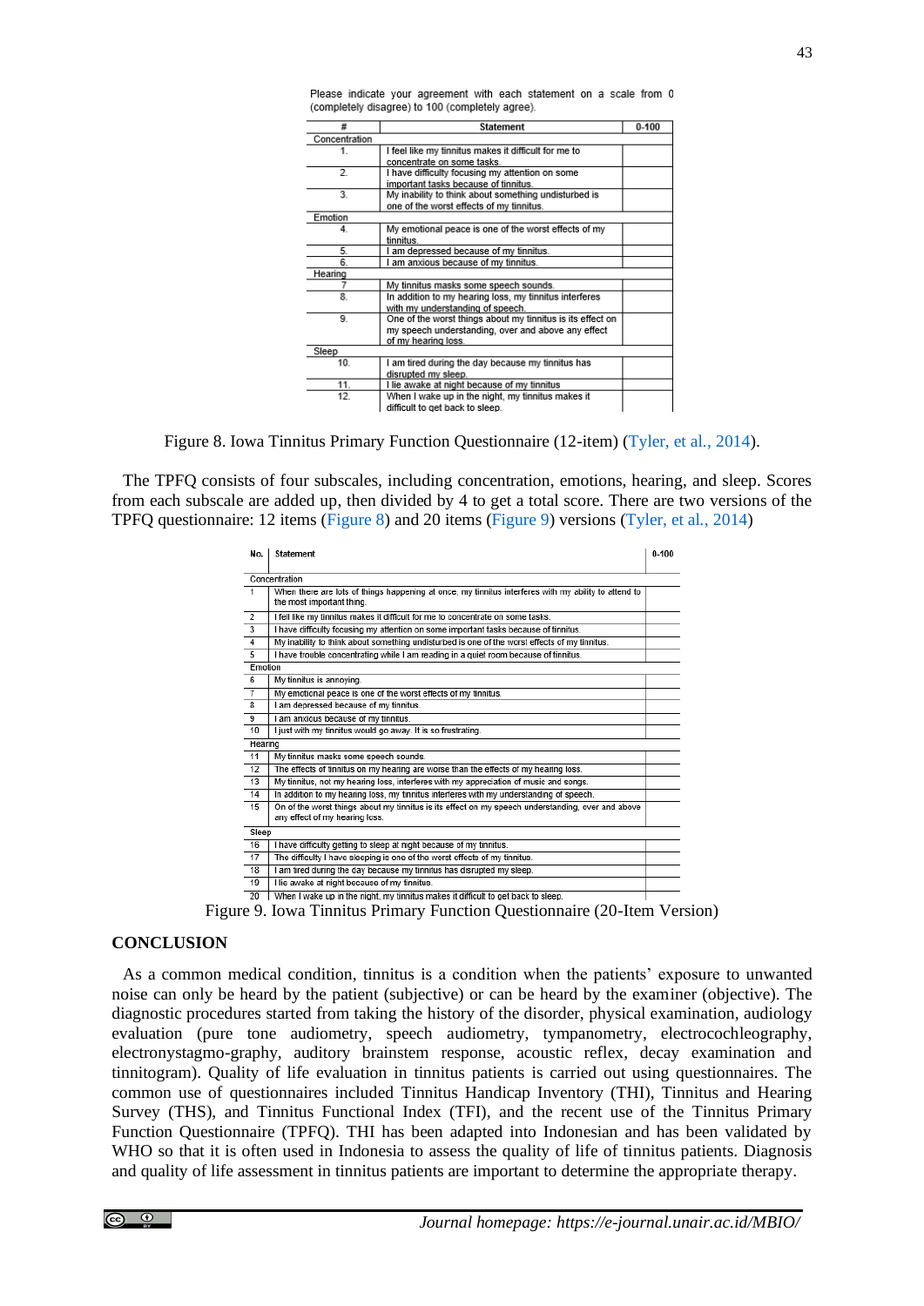Please indicate your agreement with each statement on a scale from 0 (completely disagree) to 100 (completely agree).

| # | Statement | 0-100 |
|---|---|---|
| Concentration | | |
| 1. | I feel like my tinnitus makes it difficult for me to concentrate on some tasks. | |
| 2. | I have difficulty focusing my attention on some important tasks because of tinnitus. | |
| 3. | My inability to think about something undisturbed is one of the worst effects of my tinnitus. | |
| Emotion | | |
| 4. | My emotional peace is one of the worst effects of my tinnitus. | |
| 5. | I am depressed because of my tinnitus. | |
| 6. | I am anxious because of my tinnitus. | |
| Hearing | | |
| 7 | My tinnitus masks some speech sounds. | |
| 8. | In addition to my hearing loss, my tinnitus interferes with my understanding of speech. | |
| 9. | One of the worst things about my tinnitus is its effect on my speech understanding, over and above any effect of my hearing loss. | |
| Sleep | | |
| 10. | I am tired during the day because my tinnitus has disrupted my sleep. | |
| 11. | I lie awake at night because of my tinnitus | |
| 12. | When I wake up in the night, my tinnitus makes it difficult to get back to sleep. | |

Figure 8. Iowa Tinnitus Primary Function Questionnaire (12-item) (Tyler, et al., 2014).

The TPFQ consists of four subscales, including concentration, emotions, hearing, and sleep. Scores from each subscale are added up, then divided by 4 to get a total score. There are two versions of the TPFQ questionnaire: 12 items (Figure 8) and 20 items (Figure 9) versions (Tyler, et al., 2014)

| No. | Statement | 0-100 |
|---|---|---|
| Concentration | | |
| 1 | When there are lots of things happening at once, my tinnitus interferes with my ability to attend to the most important thing. | |
| 2 | I feel like my tinnitus makes it difficult for me to concentrate on some tasks. | |
| 3 | I have difficulty focusing my attention on some important tasks because of tinnitus. | |
| 4 | My inability to think about something undisturbed is one of the worst effects of my tinnitus. | |
| 5 | I have trouble concentrating while I am reading in a quiet room because of tinnitus. | |
| Emotion | | |
| 6 | My tinnitus is annoying. | |
| 7 | My emotional peace is one of the worst effects of my tinnitus. | |
| 8 | I am depressed because of my tinnitus. | |
| 9 | I am anxious because of my tinnitus. | |
| 10 | I just with my tinnitus would go away. It is so frustrating. | |
| Hearing | | |
| 11 | My tinnitus masks some speech sounds. | |
| 12 | The effects of tinnitus on my hearing are worse than the effects of my hearing loss. | |
| 13 | My tinnitus, not my hearing loss, interferes with my appreciation of music and songs. | |
| 14 | In addition to my hearing loss, my tinnitus interferes with my understanding of speech. | |
| 15 | On of the worst things about my tinnitus is its effect on my speech understanding, over and above any effect of my hearing loss. | |
| Sleep | | |
| 16 | I have difficulty getting to sleep at night because of my tinnitus. | |
| 17 | The difficulty I have sleeping is one of the worst effects of my tinnitus. | |
| 18 | I am tired during the day because my tinnitus has disrupted my sleep. | |
| 19 | I lie awake at night because of my tinnitus. | |
| 20 | When I wake up in the night, my tinnitus makes it difficult to get back to sleep. | |

Figure 9. Iowa Tinnitus Primary Function Questionnaire (20-Item Version)

## CONCLUSION

As a common medical condition, tinnitus is a condition when the patients' exposure to unwanted noise can only be heard by the patient (subjective) or can be heard by the examiner (objective). The diagnostic procedures started from taking the history of the disorder, physical examination, audiology evaluation (pure tone audiometry, speech audiometry, tympanometry, electrocochleography, electronystagmo-graphy, auditory brainstem response, acoustic reflex, decay examination and tinnitogram). Quality of life evaluation in tinnitus patients is carried out using questionnaires. The common use of questionnaires included Tinnitus Handicap Inventory (THI), Tinnitus and Hearing Survey (THS), and Tinnitus Functional Index (TFI), and the recent use of the Tinnitus Primary Function Questionnaire (TPFQ). THI has been adapted into Indonesian and has been validated by WHO so that it is often used in Indonesia to assess the quality of life of tinnitus patients. Diagnosis and quality of life assessment in tinnitus patients are important to determine the appropriate therapy.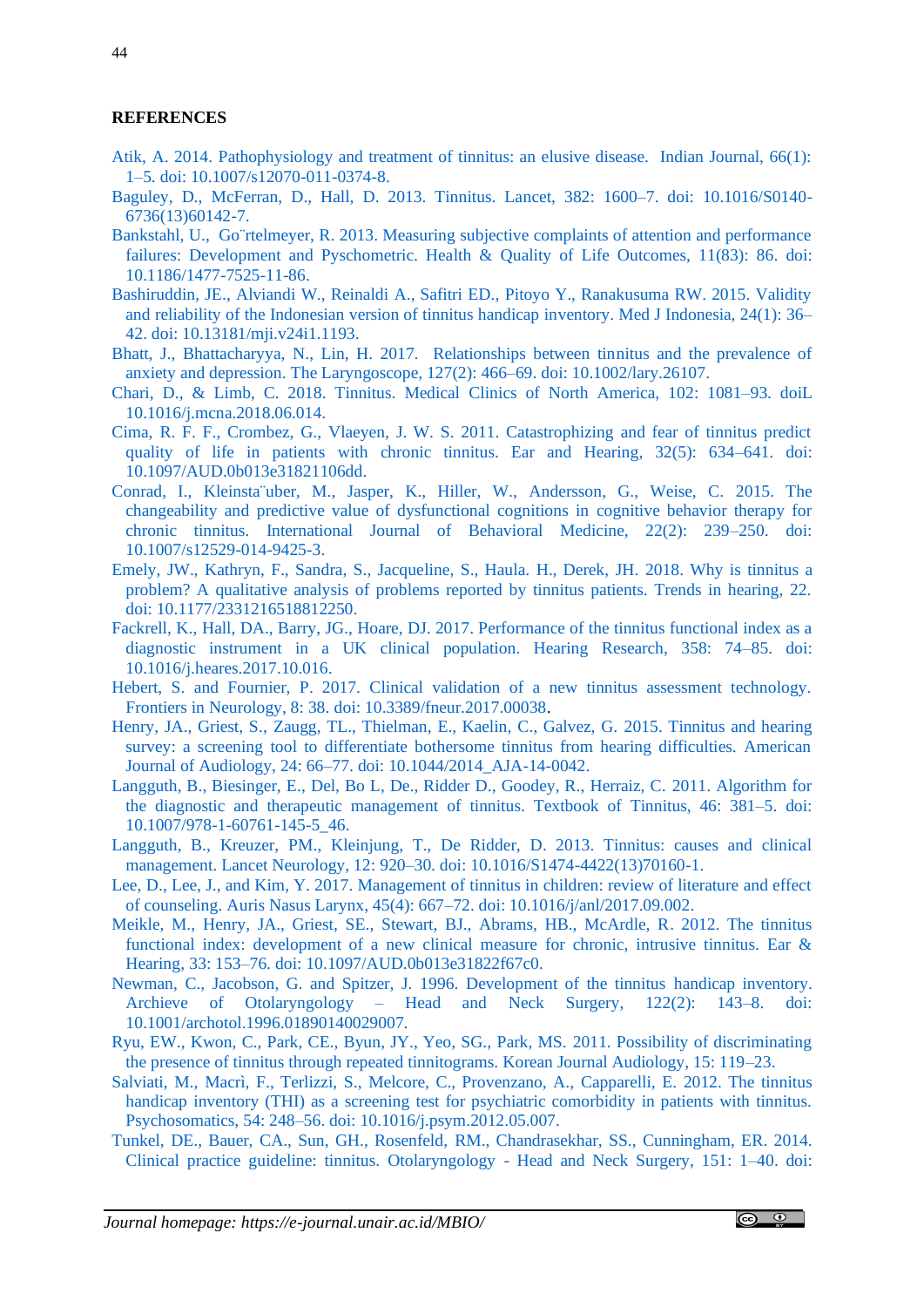**REFERENCES**

Atik, A. 2014. Pathophysiology and treatment of tinnitus: an elusive disease. Indian Journal, 66(1): 1–5. doi: 10.1007/s12070-011-0374-8.

Baguley, D., McFerran, D., Hall, D. 2013. Tinnitus. Lancet, 382: 1600–7. doi: 10.1016/S0140-6736(13)60142-7.

Bankstahl, U., Go¨rtelmeyer, R. 2013. Measuring subjective complaints of attention and performance failures: Development and Pyschometric. Health & Quality of Life Outcomes, 11(83): 86. doi: 10.1186/1477-7525-11-86.

Bashiruddin, JE., Alviandi W., Reinaldi A., Safitri ED., Pitoyo Y., Ranakusuma RW. 2015. Validity and reliability of the Indonesian version of tinnitus handicap inventory. Med J Indonesia, 24(1): 36–42. doi: 10.13181/mji.v24i1.1193.

Bhatt, J., Bhattacharyya, N., Lin, H. 2017. Relationships between tinnitus and the prevalence of anxiety and depression. The Laryngoscope, 127(2): 466–69. doi: 10.1002/lary.26107.

Chari, D., & Limb, C. 2018. Tinnitus. Medical Clinics of North America, 102: 1081–93. doiL 10.1016/j.mcna.2018.06.014.

Cima, R. F. F., Crombez, G., Vlaeyen, J. W. S. 2011. Catastrophizing and fear of tinnitus predict quality of life in patients with chronic tinnitus. Ear and Hearing, 32(5): 634–641. doi: 10.1097/AUD.0b013e31821106dd.

Conrad, I., Kleinsta¨uber, M., Jasper, K., Hiller, W., Andersson, G., Weise, C. 2015. The changeability and predictive value of dysfunctional cognitions in cognitive behavior therapy for chronic tinnitus. International Journal of Behavioral Medicine, 22(2): 239–250. doi: 10.1007/s12529-014-9425-3.

Emely, JW., Kathryn, F., Sandra, S., Jacqueline, S., Haula. H., Derek, JH. 2018. Why is tinnitus a problem? A qualitative analysis of problems reported by tinnitus patients. Trends in hearing, 22. doi: 10.1177/2331216518812250.

Fackrell, K., Hall, DA., Barry, JG., Hoare, DJ. 2017. Performance of the tinnitus functional index as a diagnostic instrument in a UK clinical population. Hearing Research, 358: 74–85. doi: 10.1016/j.heares.2017.10.016.

Hebert, S. and Fournier, P. 2017. Clinical validation of a new tinnitus assessment technology. Frontiers in Neurology, 8: 38. doi: 10.3389/fneur.2017.00038.

Henry, JA., Griest, S., Zaugg, TL., Thielman, E., Kaelin, C., Galvez, G. 2015. Tinnitus and hearing survey: a screening tool to differentiate bothersome tinnitus from hearing difficulties. American Journal of Audiology, 24: 66–77. doi: 10.1044/2014_AJA-14-0042.

Langguth, B., Biesinger, E., Del, Bo L, De., Ridder D., Goodey, R., Herraiz, C. 2011. Algorithm for the diagnostic and therapeutic management of tinnitus. Textbook of Tinnitus, 46: 381–5. doi: 10.1007/978-1-60761-145-5_46.

Langguth, B., Kreuzer, PM., Kleinjung, T., De Ridder, D. 2013. Tinnitus: causes and clinical management. Lancet Neurology, 12: 920–30. doi: 10.1016/S1474-4422(13)70160-1.

Lee, D., Lee, J., and Kim, Y. 2017. Management of tinnitus in children: review of literature and effect of counseling. Auris Nasus Larynx, 45(4): 667–72. doi: 10.1016/j/anl/2017.09.002.

Meikle, M., Henry, JA., Griest, SE., Stewart, BJ., Abrams, HB., McArdle, R. 2012. The tinnitus functional index: development of a new clinical measure for chronic, intrusive tinnitus. Ear & Hearing, 33: 153–76. doi: 10.1097/AUD.0b013e31822f67c0.

Newman, C., Jacobson, G. and Spitzer, J. 1996. Development of the tinnitus handicap inventory. Archieve of Otolaryngology – Head and Neck Surgery, 122(2): 143–8. doi: 10.1001/archotol.1996.01890140029007.

Ryu, EW., Kwon, C., Park, CE., Byun, JY., Yeo, SG., Park, MS. 2011. Possibility of discriminating the presence of tinnitus through repeated tinnitograms. Korean Journal Audiology, 15: 119–23.

Salviati, M., Macrì, F., Terlizzi, S., Melcore, C., Provenzano, A., Capparelli, E. 2012. The tinnitus handicap inventory (THI) as a screening test for psychiatric comorbidity in patients with tinnitus. Psychosomatics, 54: 248–56. doi: 10.1016/j.psym.2012.05.007.

Tunkel, DE., Bauer, CA., Sun, GH., Rosenfeld, RM., Chandrasekhar, SS., Cunningham, ER. 2014. Clinical practice guideline: tinnitus. Otolaryngology - Head and Neck Surgery, 151: 1–40. doi: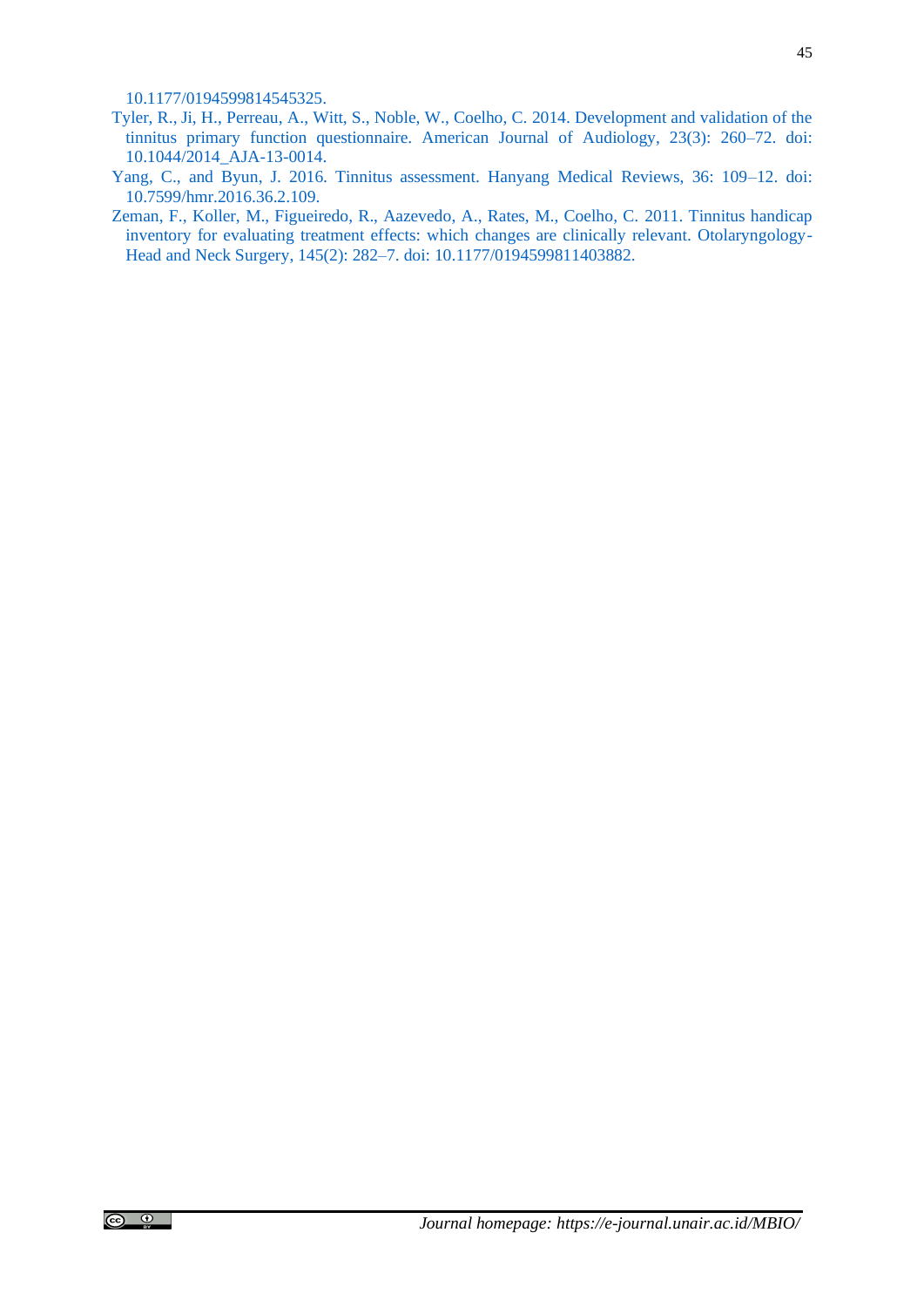10.1177/0194599814545325.

Tyler, R., Ji, H., Perreau, A., Witt, S., Noble, W., Coelho, C. 2014. Development and validation of the tinnitus primary function questionnaire. American Journal of Audiology, 23(3): 260–72. doi: 10.1044/2014_AJA-13-0014.

Yang, C., and Byun, J. 2016. Tinnitus assessment. Hanyang Medical Reviews, 36: 109–12. doi: 10.7599/hmr.2016.36.2.109.

Zeman, F., Koller, M., Figueiredo, R., Aazevedo, A., Rates, M., Coelho, C. 2011. Tinnitus handicap inventory for evaluating treatment effects: which changes are clinically relevant. Otolaryngology-Head and Neck Surgery, 145(2): 282–7. doi: 10.1177/0194599811403882.